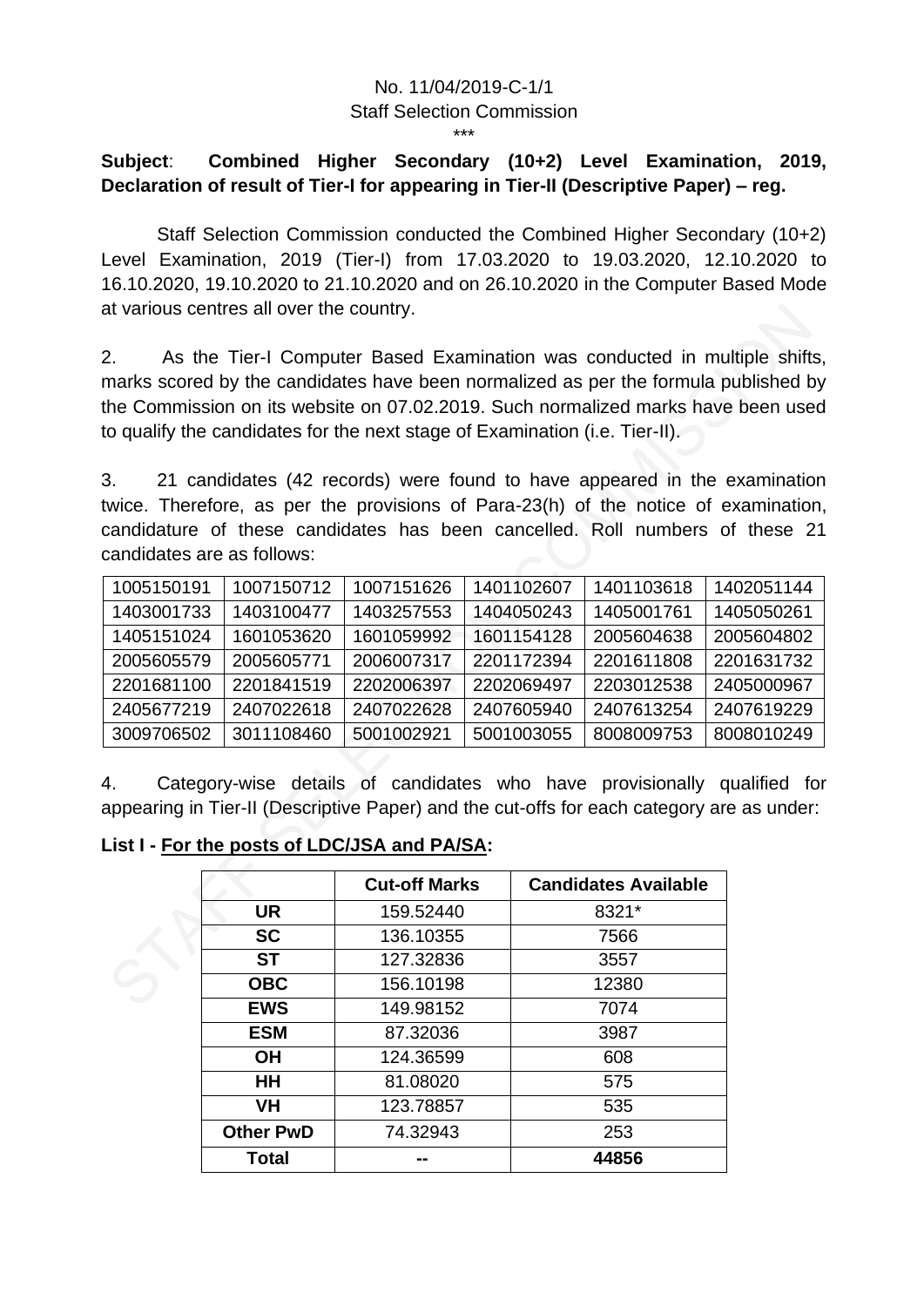No. 11/04/2019-C-1/1
Staff Selection Commission
***

**Subject**: **Combined Higher Secondary (10+2) Level Examination, 2019, Declaration of result of Tier-I for appearing in Tier-II (Descriptive Paper) – reg.**

Staff Selection Commission conducted the Combined Higher Secondary (10+2) Level Examination, 2019 (Tier-I) from 17.03.2020 to 19.03.2020, 12.10.2020 to 16.10.2020, 19.10.2020 to 21.10.2020 and on 26.10.2020 in the Computer Based Mode at various centres all over the country.

2. As the Tier-I Computer Based Examination was conducted in multiple shifts, marks scored by the candidates have been normalized as per the formula published by the Commission on its website on 07.02.2019. Such normalized marks have been used to qualify the candidates for the next stage of Examination (i.e. Tier-II).

3. 21 candidates (42 records) were found to have appeared in the examination twice. Therefore, as per the provisions of Para-23(h) of the notice of examination, candidature of these candidates has been cancelled. Roll numbers of these 21 candidates are as follows:

| | | | | | |
|---|---|---|---|---|---|
| 1005150191 | 1007150712 | 1007151626 | 1401102607 | 1401103618 | 1402051144 |
| 1403001733 | 1403100477 | 1403257553 | 1404050243 | 1405001761 | 1405050261 |
| 1405151024 | 1601053620 | 1601059992 | 1601154128 | 2005604638 | 2005604802 |
| 2005605579 | 2005605771 | 2006007317 | 2201172394 | 2201611808 | 2201631732 |
| 2201681100 | 2201841519 | 2202006397 | 2202069497 | 2203012538 | 2405000967 |
| 2405677219 | 2407022618 | 2407022628 | 2407605940 | 2407613254 | 2407619229 |
| 3009706502 | 3011108460 | 5001002921 | 5001003055 | 8008009753 | 8008010249 |

4. Category-wise details of candidates who have provisionally qualified for appearing in Tier-II (Descriptive Paper) and the cut-offs for each category are as under:

**List I - <u>For the posts of LDC/JSA and PA/SA</u>:**

| | Cut-off Marks | Candidates Available |
|---|---|---|
| **UR** | 159.52440 | 8321* |
| **SC** | 136.10355 | 7566 |
| **ST** | 127.32836 | 3557 |
| **OBC** | 156.10198 | 12380 |
| **EWS** | 149.98152 | 7074 |
| **ESM** | 87.32036 | 3987 |
| **OH** | 124.36599 | 608 |
| **HH** | 81.08020 | 575 |
| **VH** | 123.78857 | 535 |
| **Other PwD** | 74.32943 | 253 |
| **Total** | -- | **44856** |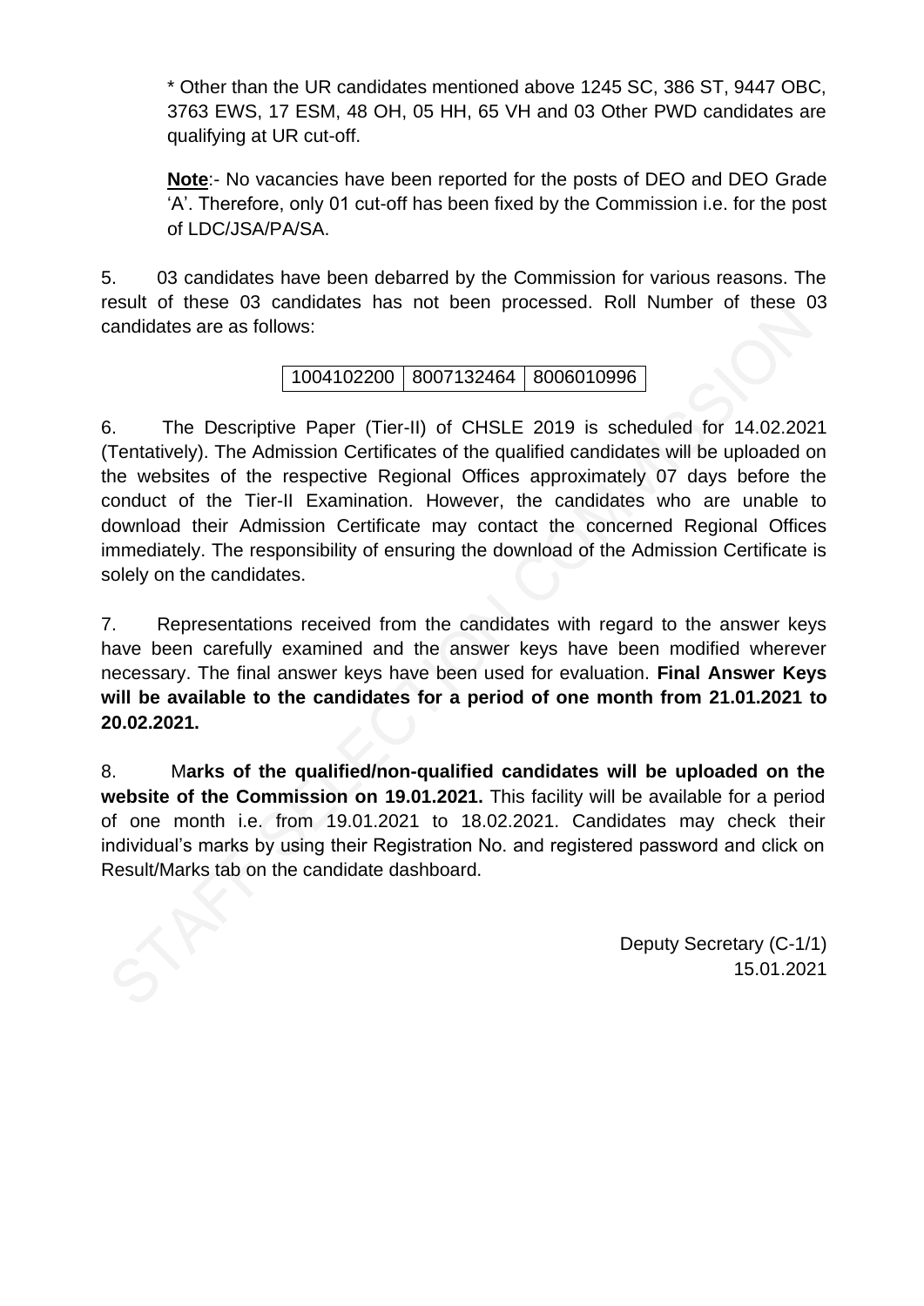\* Other than the UR candidates mentioned above 1245 SC, 386 ST, 9447 OBC, 3763 EWS, 17 ESM, 48 OH, 05 HH, 65 VH and 03 Other PWD candidates are qualifying at UR cut-off.

**Note**:- No vacancies have been reported for the posts of DEO and DEO Grade 'A'. Therefore, only 01 cut-off has been fixed by the Commission i.e. for the post of LDC/JSA/PA/SA.

5. 03 candidates have been debarred by the Commission for various reasons. The result of these 03 candidates has not been processed. Roll Number of these 03 candidates are as follows:

| | | |
|---|---|---|
| 1004102200 | 8007132464 | 8006010996 |

6. The Descriptive Paper (Tier-II) of CHSLE 2019 is scheduled for 14.02.2021 (Tentatively). The Admission Certificates of the qualified candidates will be uploaded on the websites of the respective Regional Offices approximately 07 days before the conduct of the Tier-II Examination. However, the candidates who are unable to download their Admission Certificate may contact the concerned Regional Offices immediately. The responsibility of ensuring the download of the Admission Certificate is solely on the candidates.

7. Representations received from the candidates with regard to the answer keys have been carefully examined and the answer keys have been modified wherever necessary. The final answer keys have been used for evaluation. **Final Answer Keys will be available to the candidates for a period of one month from 21.01.2021 to 20.02.2021.**

8. M**arks of the qualified/non-qualified candidates will be uploaded on the website of the Commission on 19.01.2021.** This facility will be available for a period of one month i.e. from 19.01.2021 to 18.02.2021. Candidates may check their individual's marks by using their Registration No. and registered password and click on Result/Marks tab on the candidate dashboard.

Deputy Secretary (C-1/1)
15.01.2021